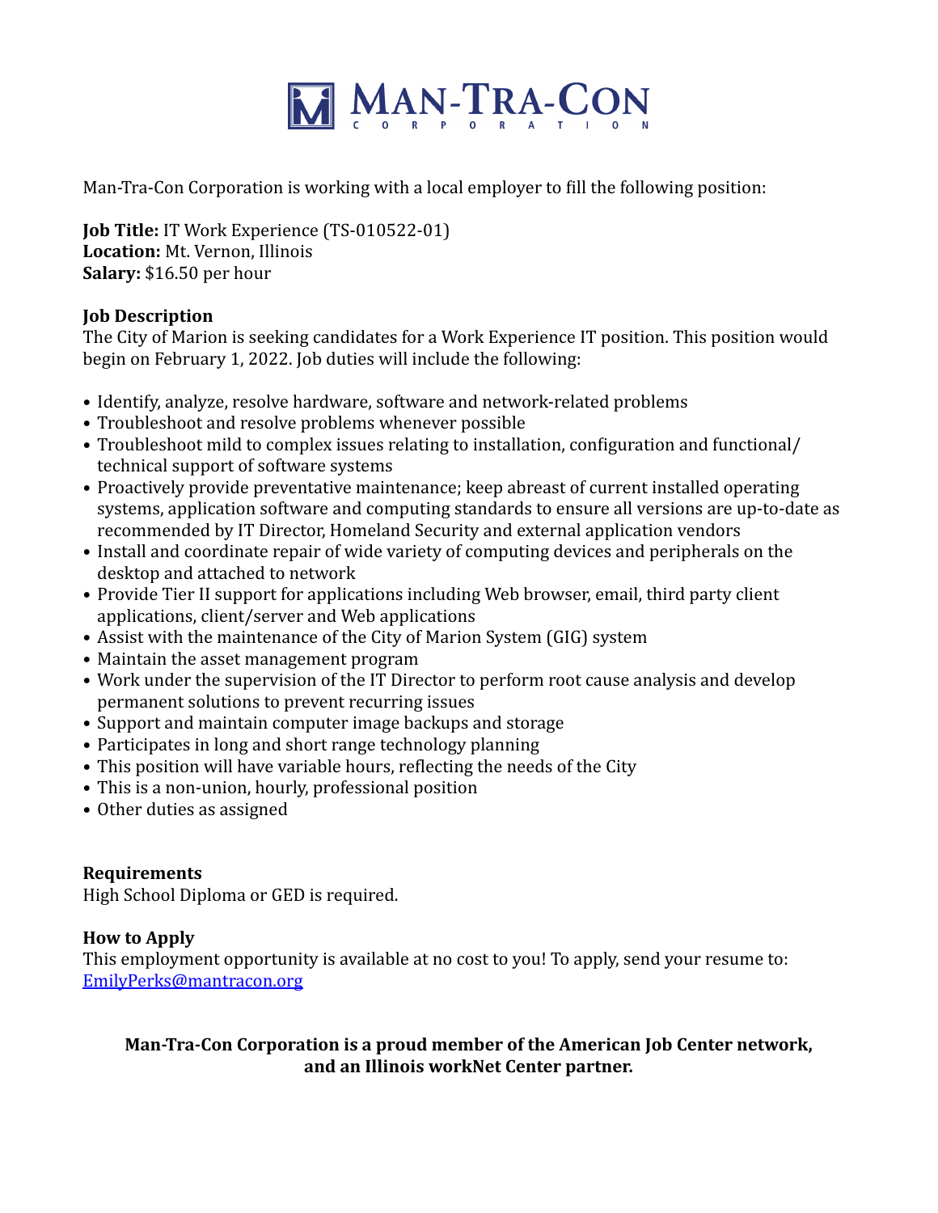# MAN-TRA-CON CORPORATION

Man-Tra-Con Corporation is working with a local employer to fill the following position:

**Job Title:** IT Work Experience (TS-010522-01)
**Location:** Mt. Vernon, Illinois
**Salary:** $16.50 per hour

**Job Description**
The City of Marion is seeking candidates for a Work Experience IT position. This position would begin on February 1, 2022. Job duties will include the following:

- Identify, analyze, resolve hardware, software and network-related problems
- Troubleshoot and resolve problems whenever possible
- Troubleshoot mild to complex issues relating to installation, configuration and functional/technical support of software systems
- Proactively provide preventative maintenance; keep abreast of current installed operating systems, application software and computing standards to ensure all versions are up-to-date as recommended by IT Director, Homeland Security and external application vendors
- Install and coordinate repair of wide variety of computing devices and peripherals on the desktop and attached to network
- Provide Tier II support for applications including Web browser, email, third party client applications, client/server and Web applications
- Assist with the maintenance of the City of Marion System (GIG) system
- Maintain the asset management program
- Work under the supervision of the IT Director to perform root cause analysis and develop permanent solutions to prevent recurring issues
- Support and maintain computer image backups and storage
- Participates in long and short range technology planning
- This position will have variable hours, reflecting the needs of the City
- This is a non-union, hourly, professional position
- Other duties as assigned

**Requirements**
High School Diploma or GED is required.

**How to Apply**
This employment opportunity is available at no cost to you! To apply, send your resume to: EmilyPerks@mantracon.org

**Man-Tra-Con Corporation is a proud member of the American Job Center network, and an Illinois workNet Center partner.**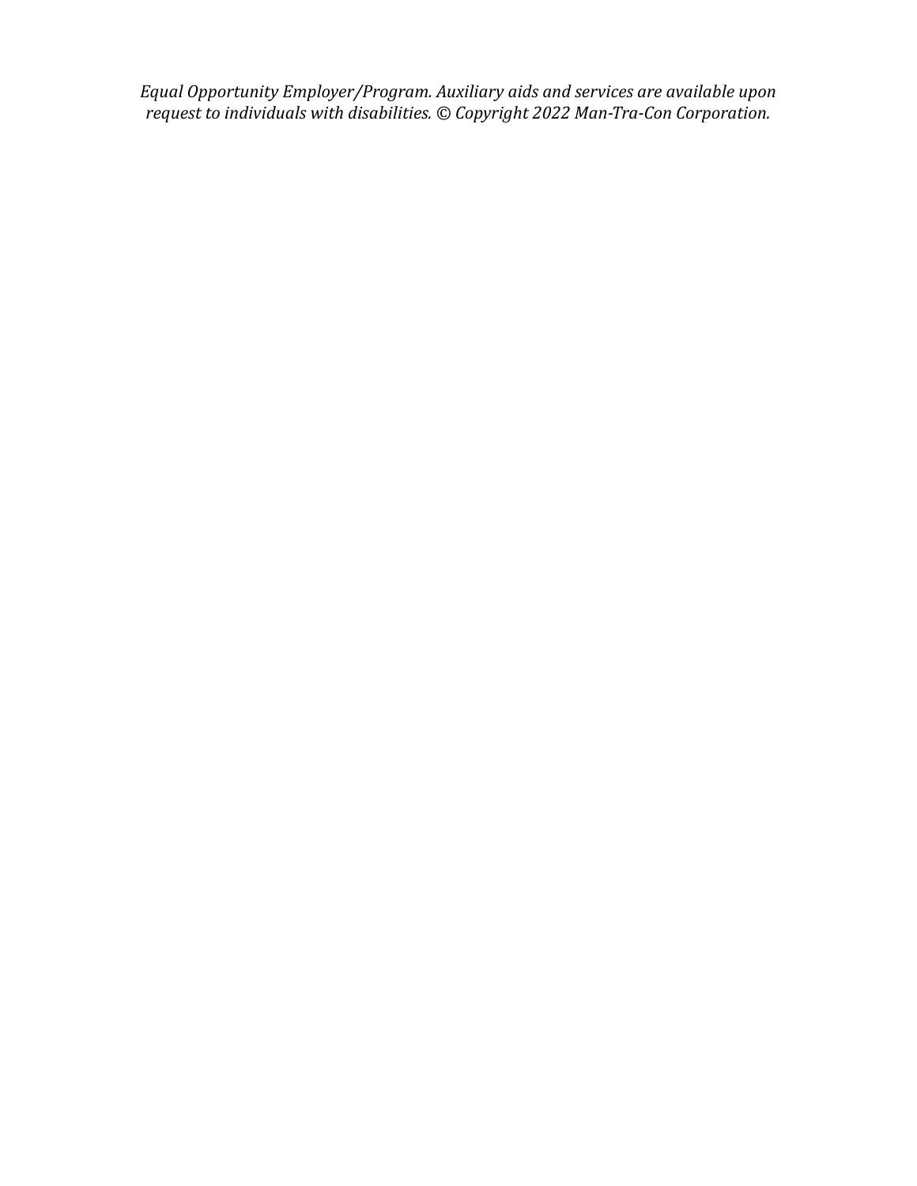*Equal Opportunity Employer/Program. Auxiliary aids and services are available upon request to individuals with disabilities. © Copyright 2022 Man-Tra-Con Corporation.*